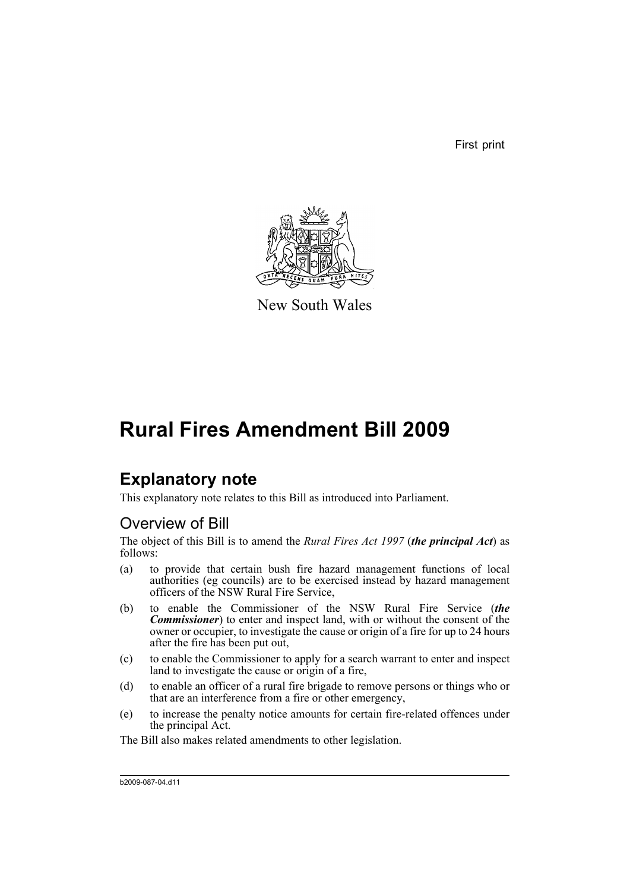First print

New South Wales

# Rural Fires Amendment Bill 2009

## Explanatory note

This explanatory note relates to this Bill as introduced into Parliament.

### Overview of Bill

The object of this Bill is to amend the *Rural Fires Act 1997* (***the principal Act***) as follows:

(a) to provide that certain bush fire hazard management functions of local authorities (eg councils) are to be exercised instead by hazard management officers of the NSW Rural Fire Service,

(b) to enable the Commissioner of the NSW Rural Fire Service (***the Commissioner***) to enter and inspect land, with or without the consent of the owner or occupier, to investigate the cause or origin of a fire for up to 24 hours after the fire has been put out,

(c) to enable the Commissioner to apply for a search warrant to enter and inspect land to investigate the cause or origin of a fire,

(d) to enable an officer of a rural fire brigade to remove persons or things who or that are an interference from a fire or other emergency,

(e) to increase the penalty notice amounts for certain fire-related offences under the principal Act.

The Bill also makes related amendments to other legislation.

b2009-087-04.d11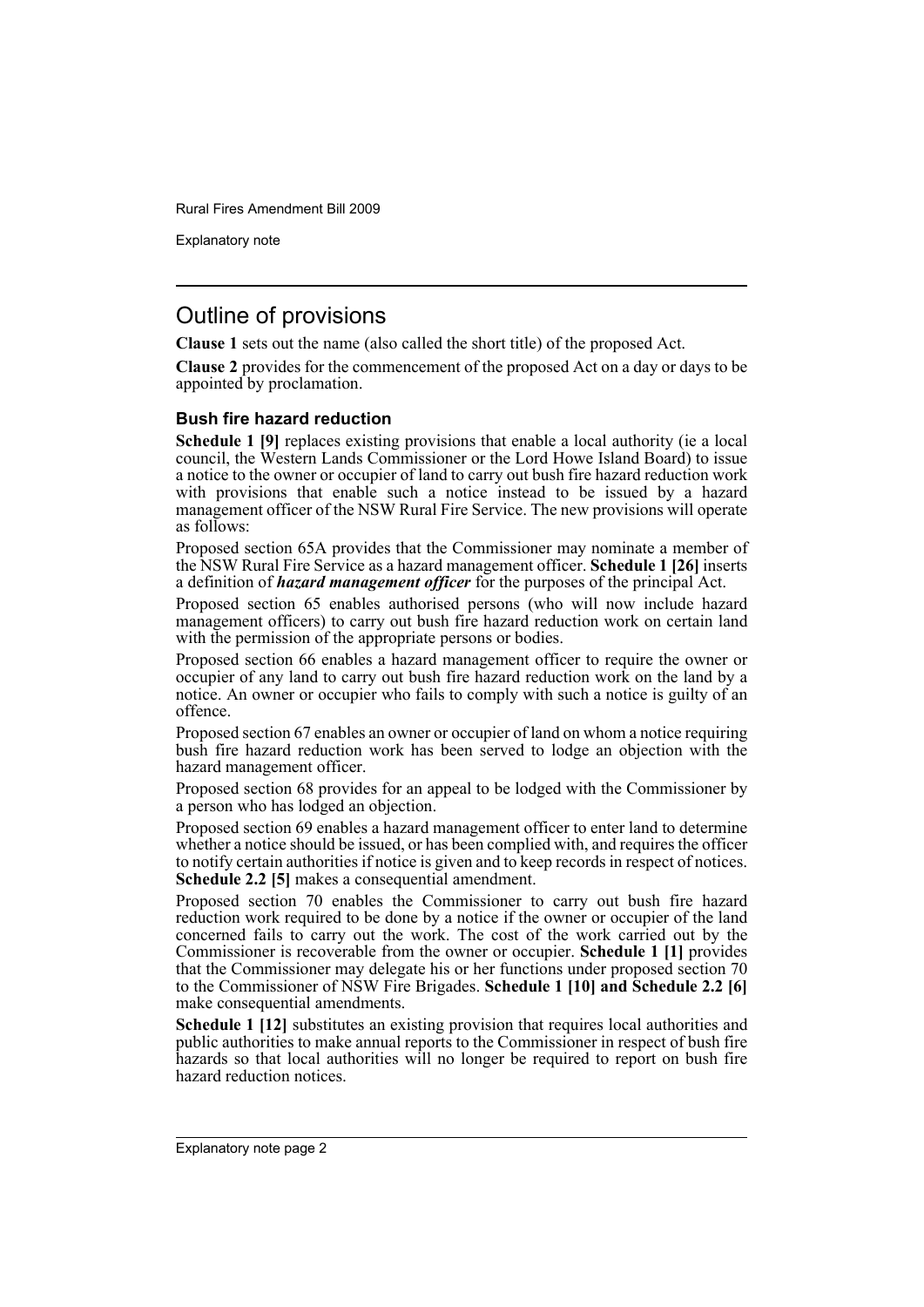## Outline of provisions

**Clause 1** sets out the name (also called the short title) of the proposed Act.

**Clause 2** provides for the commencement of the proposed Act on a day or days to be appointed by proclamation.

### Bush fire hazard reduction

**Schedule 1 [9]** replaces existing provisions that enable a local authority (ie a local council, the Western Lands Commissioner or the Lord Howe Island Board) to issue a notice to the owner or occupier of land to carry out bush fire hazard reduction work with provisions that enable such a notice instead to be issued by a hazard management officer of the NSW Rural Fire Service. The new provisions will operate as follows:

Proposed section 65A provides that the Commissioner may nominate a member of the NSW Rural Fire Service as a hazard management officer. **Schedule 1 [26]** inserts a definition of ***hazard management officer*** for the purposes of the principal Act.

Proposed section 65 enables authorised persons (who will now include hazard management officers) to carry out bush fire hazard reduction work on certain land with the permission of the appropriate persons or bodies.

Proposed section 66 enables a hazard management officer to require the owner or occupier of any land to carry out bush fire hazard reduction work on the land by a notice. An owner or occupier who fails to comply with such a notice is guilty of an offence.

Proposed section 67 enables an owner or occupier of land on whom a notice requiring bush fire hazard reduction work has been served to lodge an objection with the hazard management officer.

Proposed section 68 provides for an appeal to be lodged with the Commissioner by a person who has lodged an objection.

Proposed section 69 enables a hazard management officer to enter land to determine whether a notice should be issued, or has been complied with, and requires the officer to notify certain authorities if notice is given and to keep records in respect of notices. **Schedule 2.2 [5]** makes a consequential amendment.

Proposed section 70 enables the Commissioner to carry out bush fire hazard reduction work required to be done by a notice if the owner or occupier of the land concerned fails to carry out the work. The cost of the work carried out by the Commissioner is recoverable from the owner or occupier. **Schedule 1 [1]** provides that the Commissioner may delegate his or her functions under proposed section 70 to the Commissioner of NSW Fire Brigades. **Schedule 1 [10] and Schedule 2.2 [6]** make consequential amendments.

**Schedule 1 [12]** substitutes an existing provision that requires local authorities and public authorities to make annual reports to the Commissioner in respect of bush fire hazards so that local authorities will no longer be required to report on bush fire hazard reduction notices.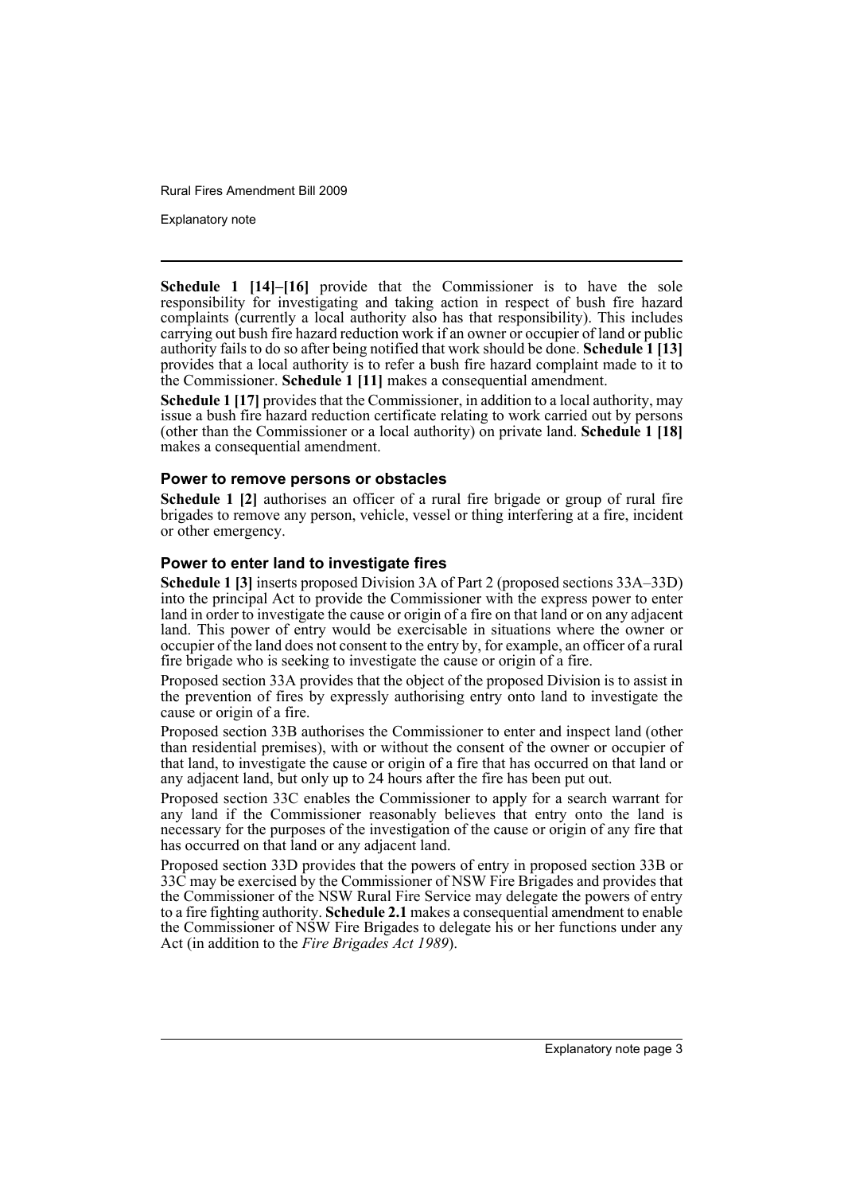**Schedule 1 [14]–[16]** provide that the Commissioner is to have the sole responsibility for investigating and taking action in respect of bush fire hazard complaints (currently a local authority also has that responsibility). This includes carrying out bush fire hazard reduction work if an owner or occupier of land or public authority fails to do so after being notified that work should be done. **Schedule 1 [13]** provides that a local authority is to refer a bush fire hazard complaint made to it to the Commissioner. **Schedule 1 [11]** makes a consequential amendment.

**Schedule 1 [17]** provides that the Commissioner, in addition to a local authority, may issue a bush fire hazard reduction certificate relating to work carried out by persons (other than the Commissioner or a local authority) on private land. **Schedule 1 [18]** makes a consequential amendment.

### Power to remove persons or obstacles

**Schedule 1 [2]** authorises an officer of a rural fire brigade or group of rural fire brigades to remove any person, vehicle, vessel or thing interfering at a fire, incident or other emergency.

### Power to enter land to investigate fires

**Schedule 1 [3]** inserts proposed Division 3A of Part 2 (proposed sections 33A–33D) into the principal Act to provide the Commissioner with the express power to enter land in order to investigate the cause or origin of a fire on that land or on any adjacent land. This power of entry would be exercisable in situations where the owner or occupier of the land does not consent to the entry by, for example, an officer of a rural fire brigade who is seeking to investigate the cause or origin of a fire.

Proposed section 33A provides that the object of the proposed Division is to assist in the prevention of fires by expressly authorising entry onto land to investigate the cause or origin of a fire.

Proposed section 33B authorises the Commissioner to enter and inspect land (other than residential premises), with or without the consent of the owner or occupier of that land, to investigate the cause or origin of a fire that has occurred on that land or any adjacent land, but only up to 24 hours after the fire has been put out.

Proposed section 33C enables the Commissioner to apply for a search warrant for any land if the Commissioner reasonably believes that entry onto the land is necessary for the purposes of the investigation of the cause or origin of any fire that has occurred on that land or any adjacent land.

Proposed section 33D provides that the powers of entry in proposed section 33B or 33C may be exercised by the Commissioner of NSW Fire Brigades and provides that the Commissioner of the NSW Rural Fire Service may delegate the powers of entry to a fire fighting authority. **Schedule 2.1** makes a consequential amendment to enable the Commissioner of NSW Fire Brigades to delegate his or her functions under any Act (in addition to the *Fire Brigades Act 1989*).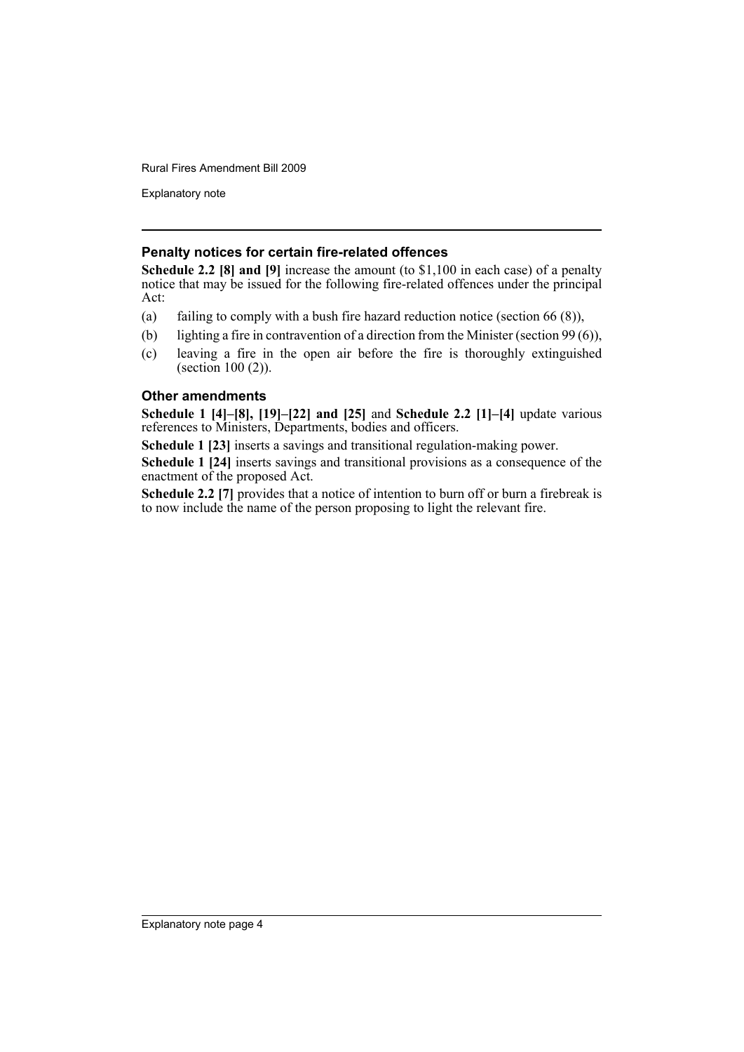### Penalty notices for certain fire-related offences

**Schedule 2.2 [8] and [9]** increase the amount (to $1,100 in each case) of a penalty notice that may be issued for the following fire-related offences under the principal Act:

(a) failing to comply with a bush fire hazard reduction notice (section 66 (8)),

(b) lighting a fire in contravention of a direction from the Minister (section 99 (6)),

(c) leaving a fire in the open air before the fire is thoroughly extinguished (section 100 (2)).

### Other amendments

**Schedule 1 [4]–[8], [19]–[22] and [25]** and **Schedule 2.2 [1]–[4]** update various references to Ministers, Departments, bodies and officers.

**Schedule 1 [23]** inserts a savings and transitional regulation-making power.

**Schedule 1 [24]** inserts savings and transitional provisions as a consequence of the enactment of the proposed Act.

**Schedule 2.2 [7]** provides that a notice of intention to burn off or burn a firebreak is to now include the name of the person proposing to light the relevant fire.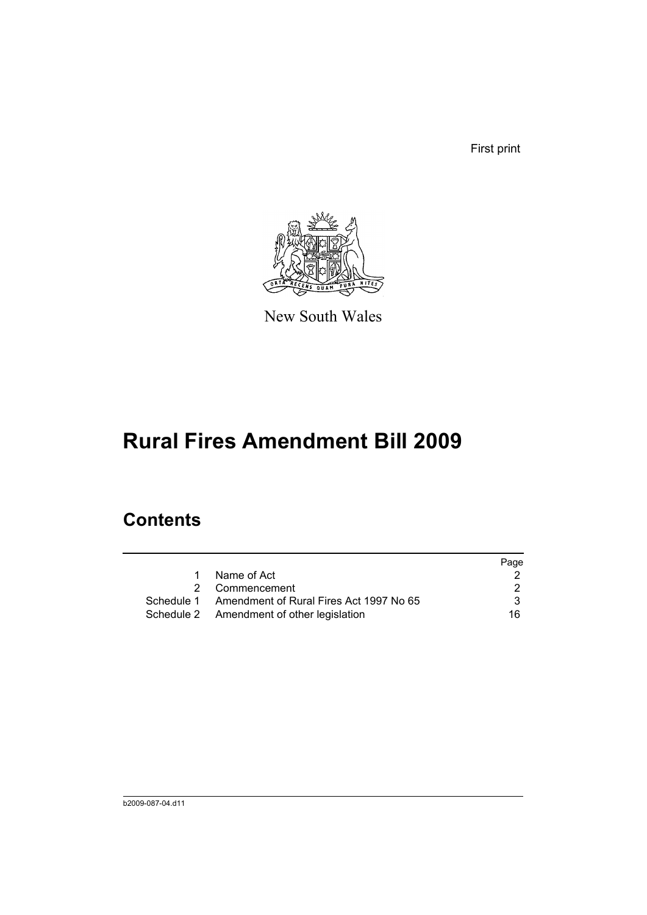First print

New South Wales

# Rural Fires Amendment Bill 2009

## Contents

| | | Page |
|---|---|---|
| 1 | Name of Act | 2 |
| 2 | Commencement | 2 |
| Schedule 1 | Amendment of Rural Fires Act 1997 No 65 | 3 |
| Schedule 2 | Amendment of other legislation | 16 |

b2009-087-04.d11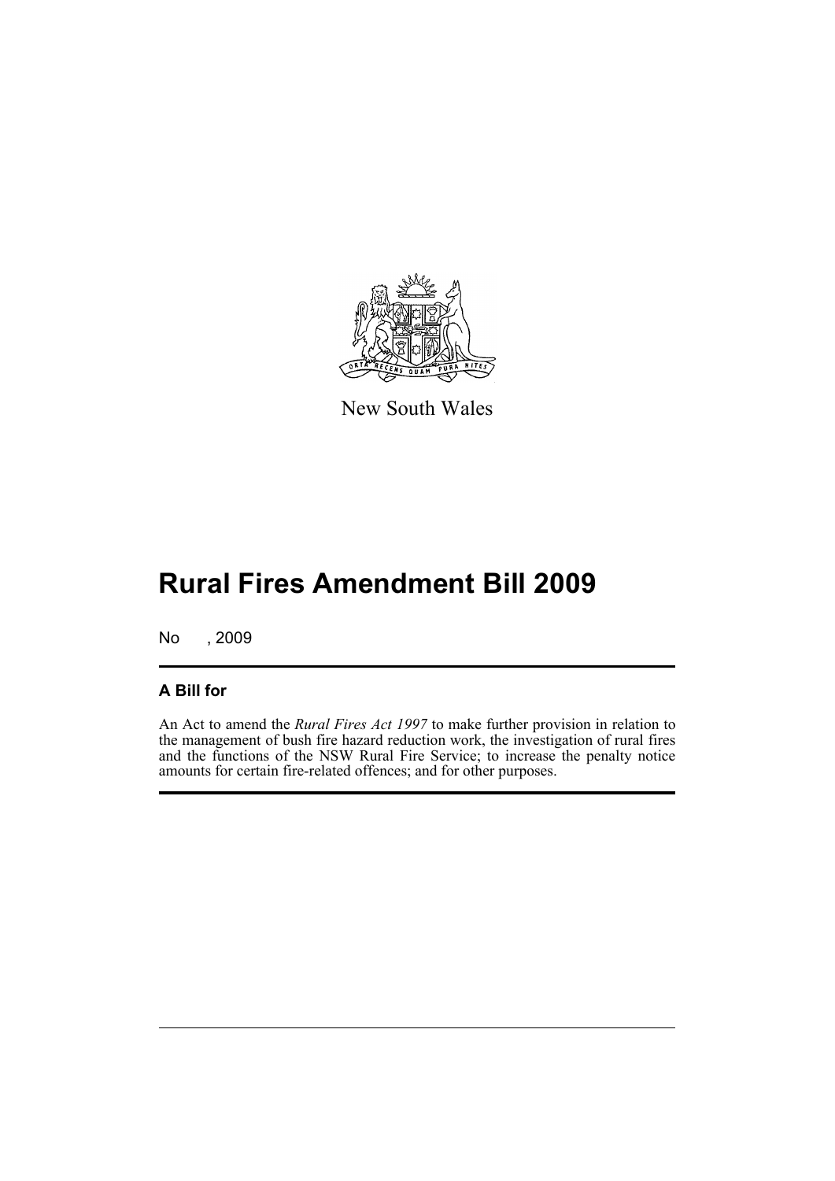New South Wales

# Rural Fires Amendment Bill 2009

No , 2009

## A Bill for

An Act to amend the *Rural Fires Act 1997* to make further provision in relation to the management of bush fire hazard reduction work, the investigation of rural fires and the functions of the NSW Rural Fire Service; to increase the penalty notice amounts for certain fire-related offences; and for other purposes.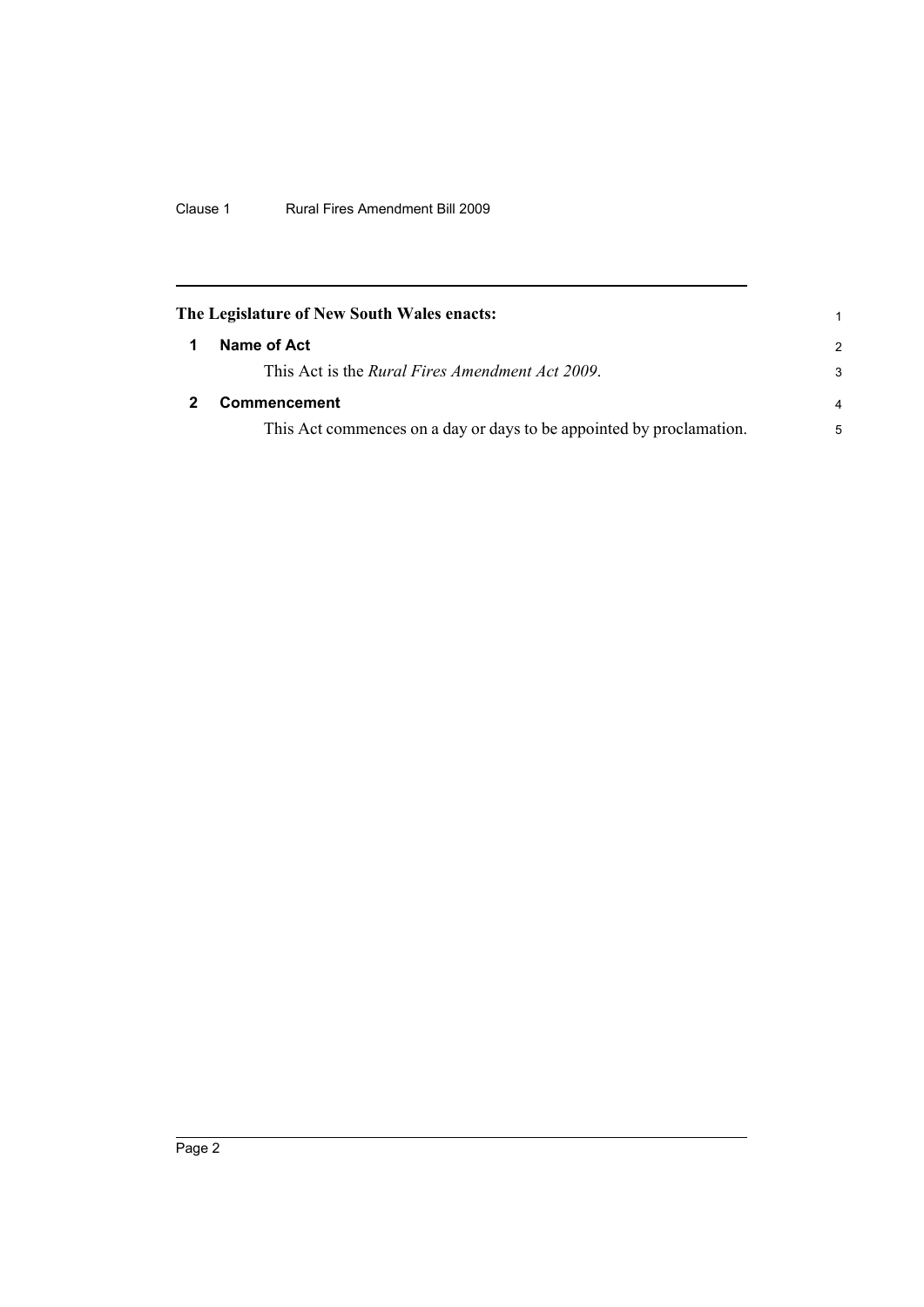**The Legislature of New South Wales enacts:**

## 1 Name of Act

This Act is the *Rural Fires Amendment Act 2009*.

## 2 Commencement

This Act commences on a day or days to be appointed by proclamation.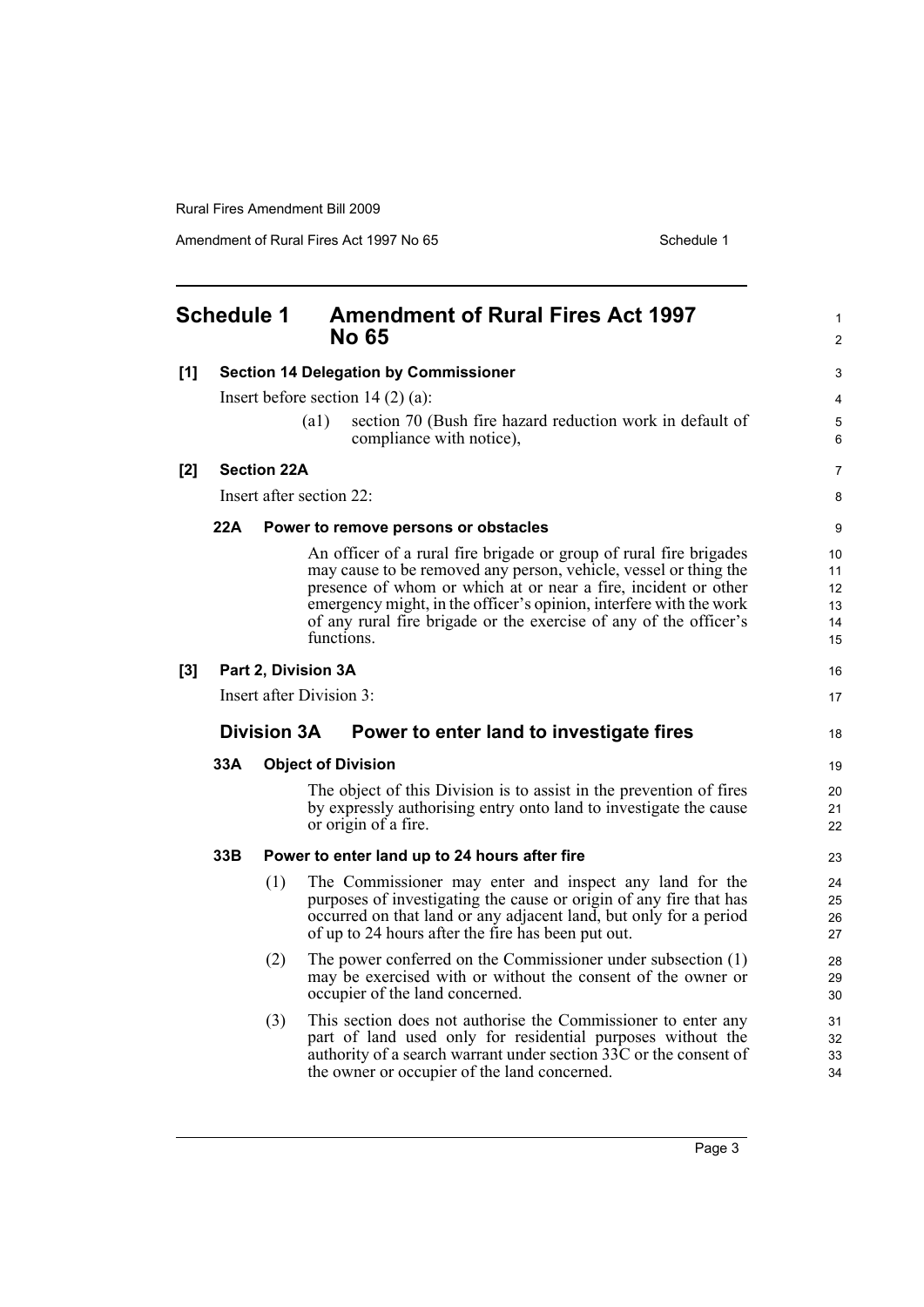## Schedule 1 Amendment of Rural Fires Act 1997 No 65

**[1] Section 14 Delegation by Commissioner**

Insert before section 14 (2) (a):

(a1) section 70 (Bush fire hazard reduction work in default of compliance with notice),

**[2] Section 22A**

Insert after section 22:

**22A Power to remove persons or obstacles**

An officer of a rural fire brigade or group of rural fire brigades may cause to be removed any person, vehicle, vessel or thing the presence of whom or which at or near a fire, incident or other emergency might, in the officer's opinion, interfere with the work of any rural fire brigade or the exercise of any of the officer's functions.

**[3] Part 2, Division 3A**

Insert after Division 3:

### Division 3A Power to enter land to investigate fires

**33A Object of Division**

The object of this Division is to assist in the prevention of fires by expressly authorising entry onto land to investigate the cause or origin of a fire.

**33B Power to enter land up to 24 hours after fire**

(1) The Commissioner may enter and inspect any land for the purposes of investigating the cause or origin of any fire that has occurred on that land or any adjacent land, but only for a period of up to 24 hours after the fire has been put out.

(2) The power conferred on the Commissioner under subsection (1) may be exercised with or without the consent of the owner or occupier of the land concerned.

(3) This section does not authorise the Commissioner to enter any part of land used only for residential purposes without the authority of a search warrant under section 33C or the consent of the owner or occupier of the land concerned.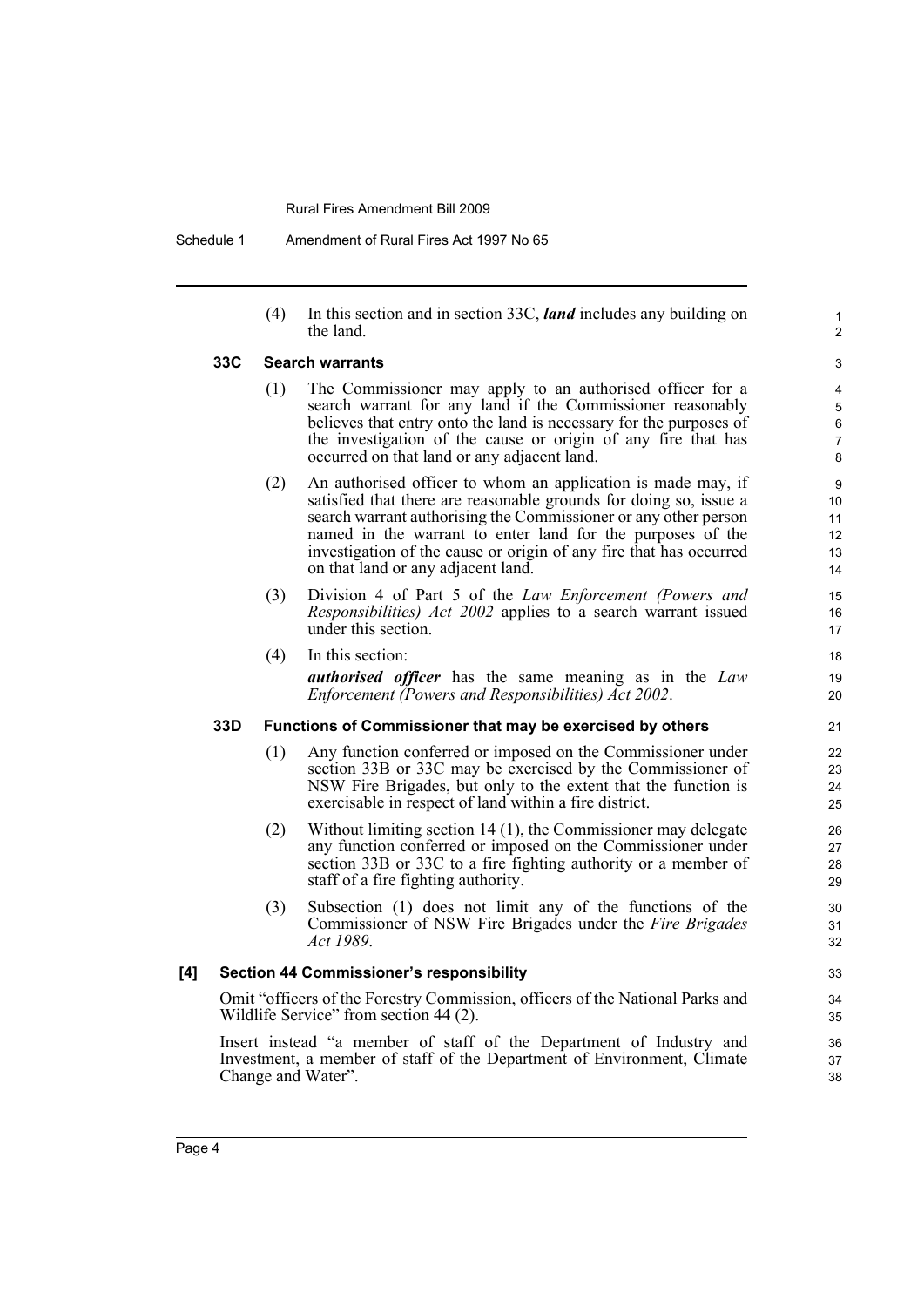(4) In this section and in section 33C, ***land*** includes any building on the land.

### 33C Search warrants

(1) The Commissioner may apply to an authorised officer for a search warrant for any land if the Commissioner reasonably believes that entry onto the land is necessary for the purposes of the investigation of the cause or origin of any fire that has occurred on that land or any adjacent land.

(2) An authorised officer to whom an application is made may, if satisfied that there are reasonable grounds for doing so, issue a search warrant authorising the Commissioner or any other person named in the warrant to enter land for the purposes of the investigation of the cause or origin of any fire that has occurred on that land or any adjacent land.

(3) Division 4 of Part 5 of the *Law Enforcement (Powers and Responsibilities) Act 2002* applies to a search warrant issued under this section.

(4) In this section:

***authorised officer*** has the same meaning as in the *Law Enforcement (Powers and Responsibilities) Act 2002*.

### 33D Functions of Commissioner that may be exercised by others

(1) Any function conferred or imposed on the Commissioner under section 33B or 33C may be exercised by the Commissioner of NSW Fire Brigades, but only to the extent that the function is exercisable in respect of land within a fire district.

(2) Without limiting section 14 (1), the Commissioner may delegate any function conferred or imposed on the Commissioner under section 33B or 33C to a fire fighting authority or a member of staff of a fire fighting authority.

(3) Subsection (1) does not limit any of the functions of the Commissioner of NSW Fire Brigades under the *Fire Brigades Act 1989*.

## [4] Section 44 Commissioner's responsibility

Omit "officers of the Forestry Commission, officers of the National Parks and Wildlife Service" from section 44 (2).

Insert instead "a member of staff of the Department of Industry and Investment, a member of staff of the Department of Environment, Climate Change and Water".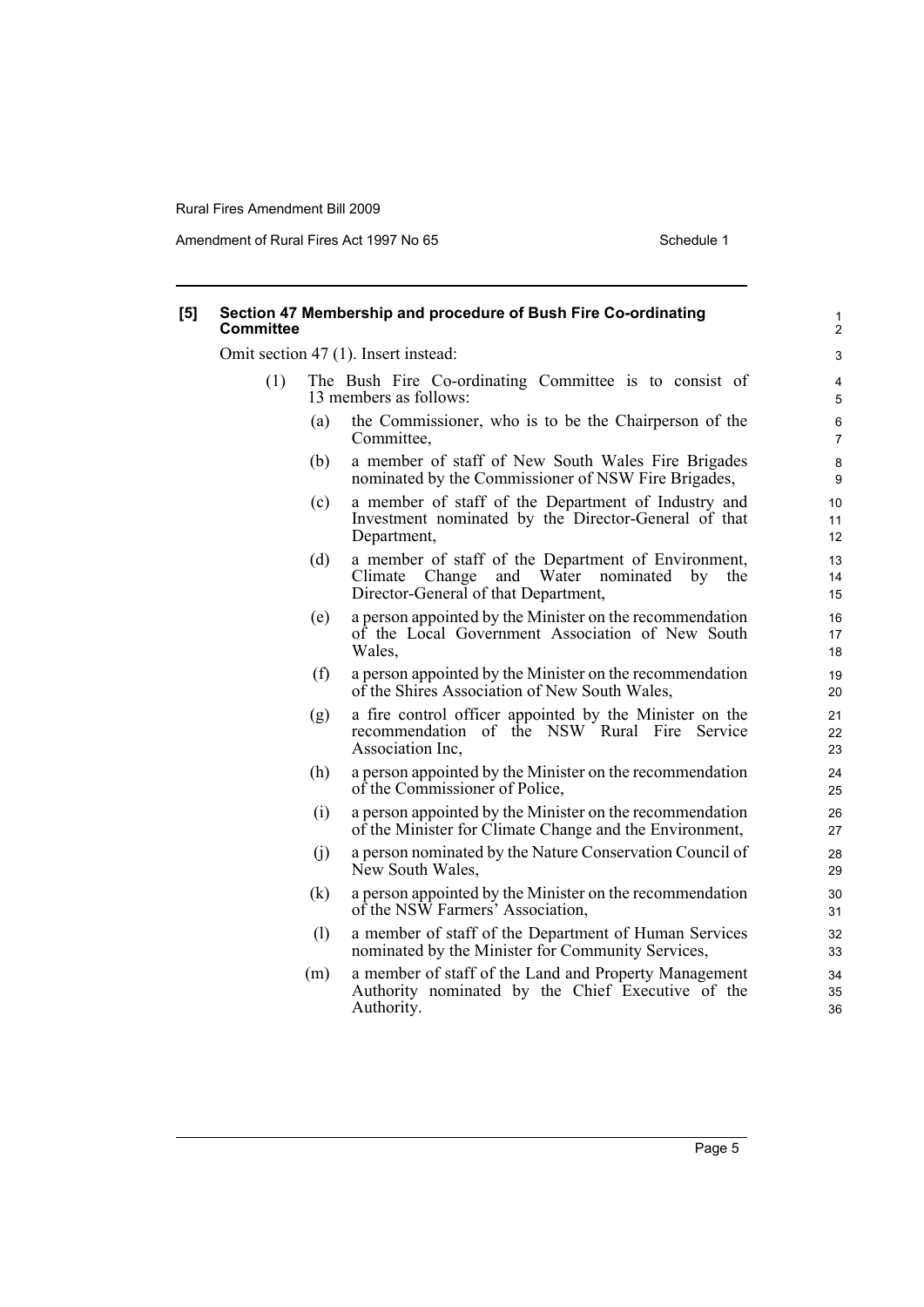**[5] Section 47 Membership and procedure of Bush Fire Co-ordinating Committee**

Omit section 47 (1). Insert instead:

(1) The Bush Fire Co-ordinating Committee is to consist of 13 members as follows:

(a) the Commissioner, who is to be the Chairperson of the Committee,

(b) a member of staff of New South Wales Fire Brigades nominated by the Commissioner of NSW Fire Brigades,

(c) a member of staff of the Department of Industry and Investment nominated by the Director-General of that Department,

(d) a member of staff of the Department of Environment, Climate Change and Water nominated by the Director-General of that Department,

(e) a person appointed by the Minister on the recommendation of the Local Government Association of New South Wales,

(f) a person appointed by the Minister on the recommendation of the Shires Association of New South Wales,

(g) a fire control officer appointed by the Minister on the recommendation of the NSW Rural Fire Service Association Inc,

(h) a person appointed by the Minister on the recommendation of the Commissioner of Police,

(i) a person appointed by the Minister on the recommendation of the Minister for Climate Change and the Environment,

(j) a person nominated by the Nature Conservation Council of New South Wales,

(k) a person appointed by the Minister on the recommendation of the NSW Farmers' Association,

(l) a member of staff of the Department of Human Services nominated by the Minister for Community Services,

(m) a member of staff of the Land and Property Management Authority nominated by the Chief Executive of the Authority.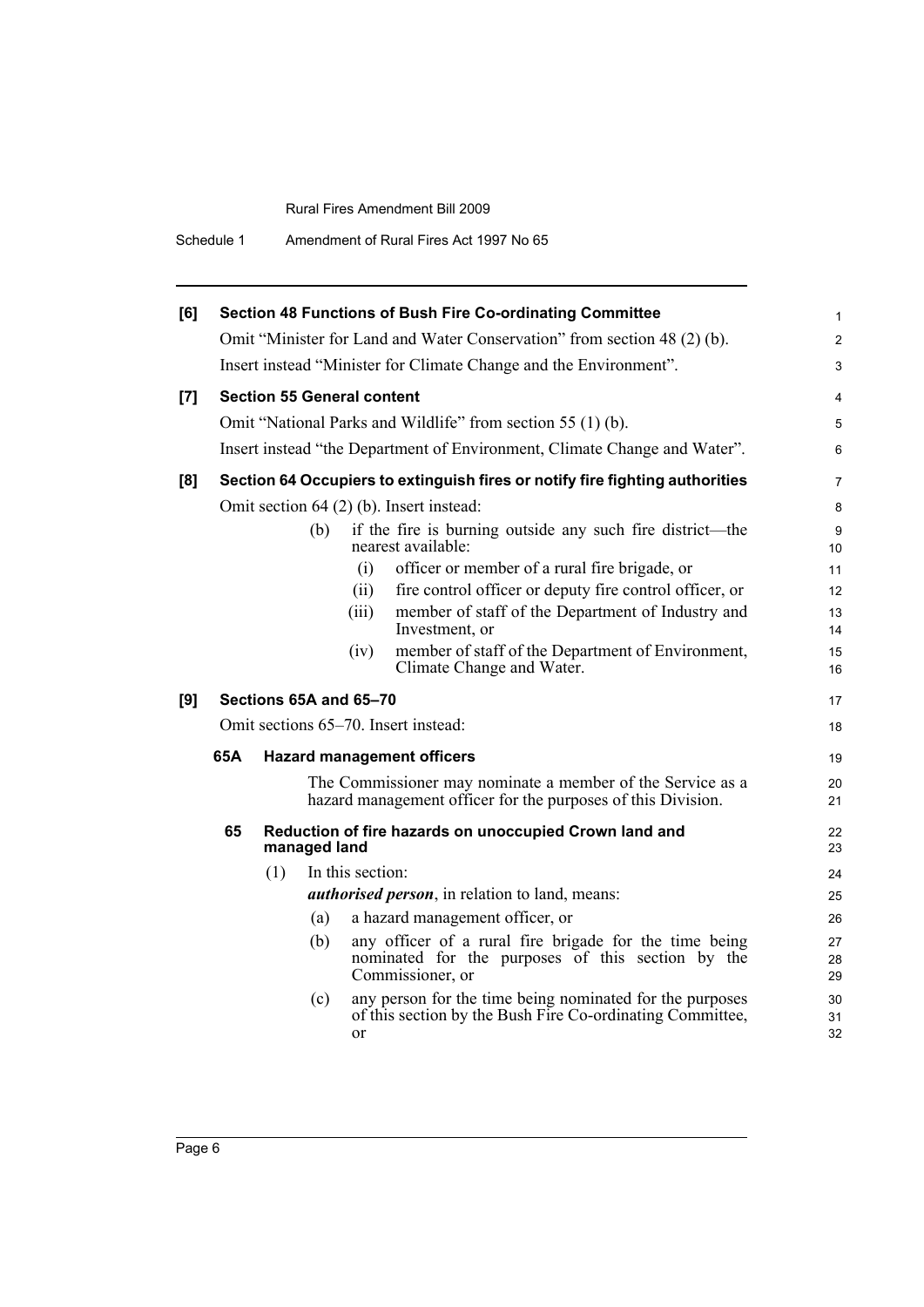**[6] Section 48 Functions of Bush Fire Co-ordinating Committee**

Omit "Minister for Land and Water Conservation" from section 48 (2) (b).

Insert instead "Minister for Climate Change and the Environment".

**[7] Section 55 General content**

Omit "National Parks and Wildlife" from section 55 (1) (b).

Insert instead "the Department of Environment, Climate Change and Water".

**[8] Section 64 Occupiers to extinguish fires or notify fire fighting authorities**

Omit section 64 (2) (b). Insert instead:

(b) if the fire is burning outside any such fire district—the nearest available:

(i) officer or member of a rural fire brigade, or

(ii) fire control officer or deputy fire control officer, or

(iii) member of staff of the Department of Industry and Investment, or

(iv) member of staff of the Department of Environment, Climate Change and Water.

**[9] Sections 65A and 65–70**

Omit sections 65–70. Insert instead:

**65A Hazard management officers**

The Commissioner may nominate a member of the Service as a hazard management officer for the purposes of this Division.

**65 Reduction of fire hazards on unoccupied Crown land and managed land**

(1) In this section:

***authorised person***, in relation to land, means:

(a) a hazard management officer, or

(b) any officer of a rural fire brigade for the time being nominated for the purposes of this section by the Commissioner, or

(c) any person for the time being nominated for the purposes of this section by the Bush Fire Co-ordinating Committee, or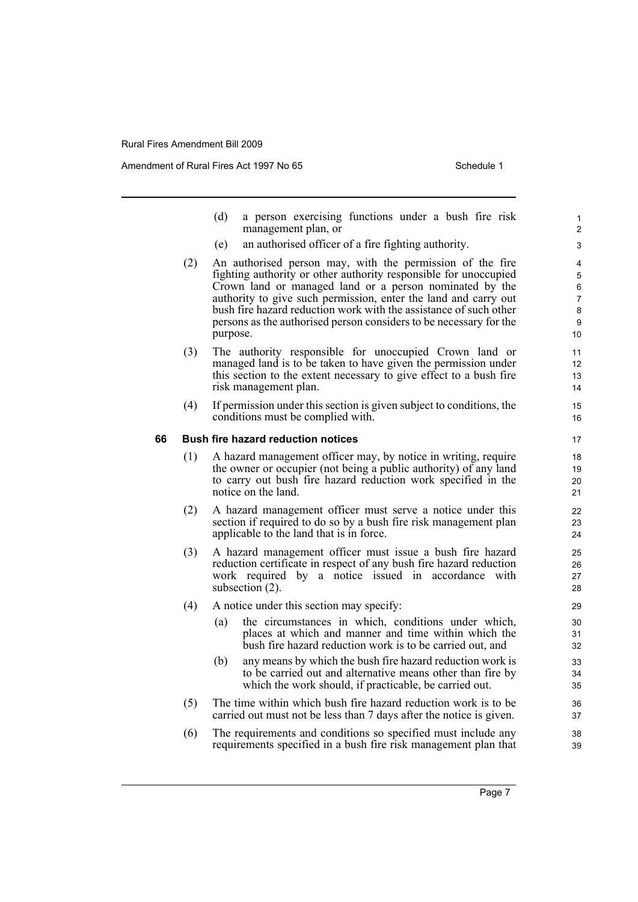(d) a person exercising functions under a bush fire risk management plan, or

(e) an authorised officer of a fire fighting authority.

(2) An authorised person may, with the permission of the fire fighting authority or other authority responsible for unoccupied Crown land or managed land or a person nominated by the authority to give such permission, enter the land and carry out bush fire hazard reduction work with the assistance of such other persons as the authorised person considers to be necessary for the purpose.

(3) The authority responsible for unoccupied Crown land or managed land is to be taken to have given the permission under this section to the extent necessary to give effect to a bush fire risk management plan.

(4) If permission under this section is given subject to conditions, the conditions must be complied with.

**66 Bush fire hazard reduction notices**

(1) A hazard management officer may, by notice in writing, require the owner or occupier (not being a public authority) of any land to carry out bush fire hazard reduction work specified in the notice on the land.

(2) A hazard management officer must serve a notice under this section if required to do so by a bush fire risk management plan applicable to the land that is in force.

(3) A hazard management officer must issue a bush fire hazard reduction certificate in respect of any bush fire hazard reduction work required by a notice issued in accordance with subsection (2).

(4) A notice under this section may specify:

(a) the circumstances in which, conditions under which, places at which and manner and time within which the bush fire hazard reduction work is to be carried out, and

(b) any means by which the bush fire hazard reduction work is to be carried out and alternative means other than fire by which the work should, if practicable, be carried out.

(5) The time within which bush fire hazard reduction work is to be carried out must not be less than 7 days after the notice is given.

(6) The requirements and conditions so specified must include any requirements specified in a bush fire risk management plan that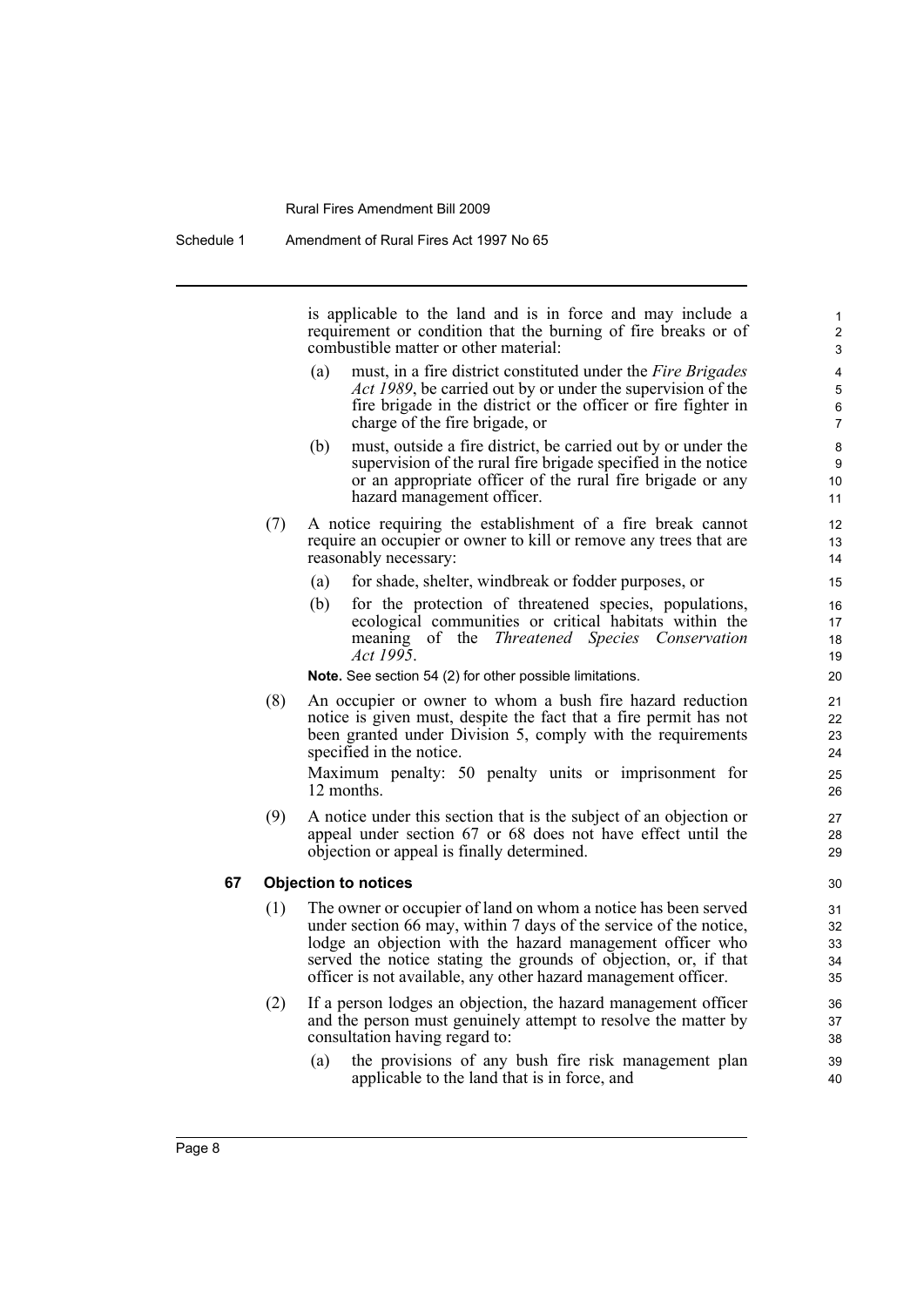is applicable to the land and is in force and may include a requirement or condition that the burning of fire breaks or of combustible matter or other material:

(a) must, in a fire district constituted under the *Fire Brigades Act 1989*, be carried out by or under the supervision of the fire brigade in the district or the officer or fire fighter in charge of the fire brigade, or

(b) must, outside a fire district, be carried out by or under the supervision of the rural fire brigade specified in the notice or an appropriate officer of the rural fire brigade or any hazard management officer.

(7) A notice requiring the establishment of a fire break cannot require an occupier or owner to kill or remove any trees that are reasonably necessary:

(a) for shade, shelter, windbreak or fodder purposes, or

(b) for the protection of threatened species, populations, ecological communities or critical habitats within the meaning of the *Threatened Species Conservation Act 1995*.

**Note.** See section 54 (2) for other possible limitations.

(8) An occupier or owner to whom a bush fire hazard reduction notice is given must, despite the fact that a fire permit has not been granted under Division 5, comply with the requirements specified in the notice.

Maximum penalty: 50 penalty units or imprisonment for 12 months.

(9) A notice under this section that is the subject of an objection or appeal under section 67 or 68 does not have effect until the objection or appeal is finally determined.

### 67 Objection to notices

(1) The owner or occupier of land on whom a notice has been served under section 66 may, within 7 days of the service of the notice, lodge an objection with the hazard management officer who served the notice stating the grounds of objection, or, if that officer is not available, any other hazard management officer.

(2) If a person lodges an objection, the hazard management officer and the person must genuinely attempt to resolve the matter by consultation having regard to:

(a) the provisions of any bush fire risk management plan applicable to the land that is in force, and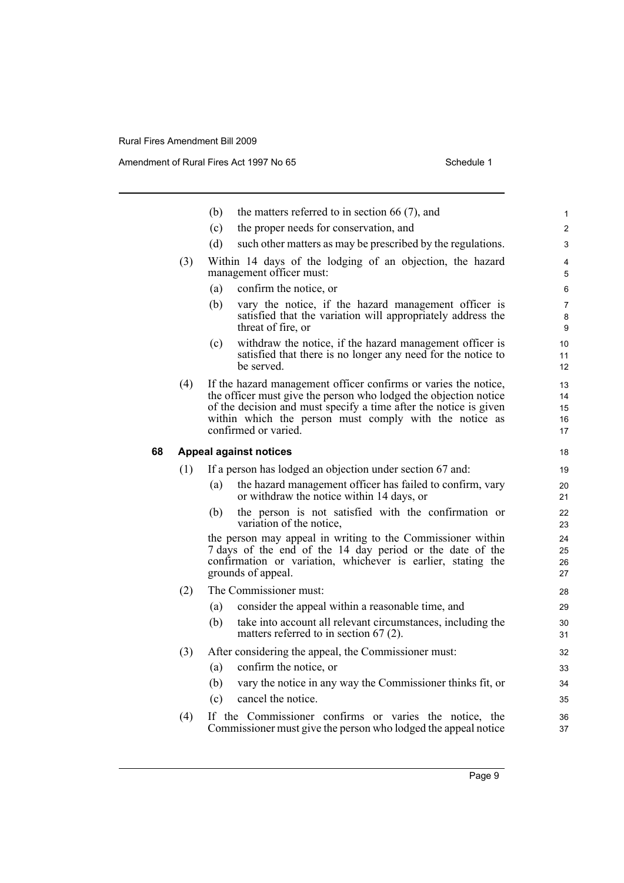(b) the matters referred to in section 66 (7), and

(c) the proper needs for conservation, and

(d) such other matters as may be prescribed by the regulations.

(3) Within 14 days of the lodging of an objection, the hazard management officer must:

(a) confirm the notice, or

(b) vary the notice, if the hazard management officer is satisfied that the variation will appropriately address the threat of fire, or

(c) withdraw the notice, if the hazard management officer is satisfied that there is no longer any need for the notice to be served.

(4) If the hazard management officer confirms or varies the notice, the officer must give the person who lodged the objection notice of the decision and must specify a time after the notice is given within which the person must comply with the notice as confirmed or varied.

### 68 Appeal against notices

(1) If a person has lodged an objection under section 67 and:

(a) the hazard management officer has failed to confirm, vary or withdraw the notice within 14 days, or

(b) the person is not satisfied with the confirmation or variation of the notice,

the person may appeal in writing to the Commissioner within 7 days of the end of the 14 day period or the date of the confirmation or variation, whichever is earlier, stating the grounds of appeal.

(2) The Commissioner must:

(a) consider the appeal within a reasonable time, and

(b) take into account all relevant circumstances, including the matters referred to in section 67 (2).

(3) After considering the appeal, the Commissioner must:

(a) confirm the notice, or

(b) vary the notice in any way the Commissioner thinks fit, or

(c) cancel the notice.

(4) If the Commissioner confirms or varies the notice, the Commissioner must give the person who lodged the appeal notice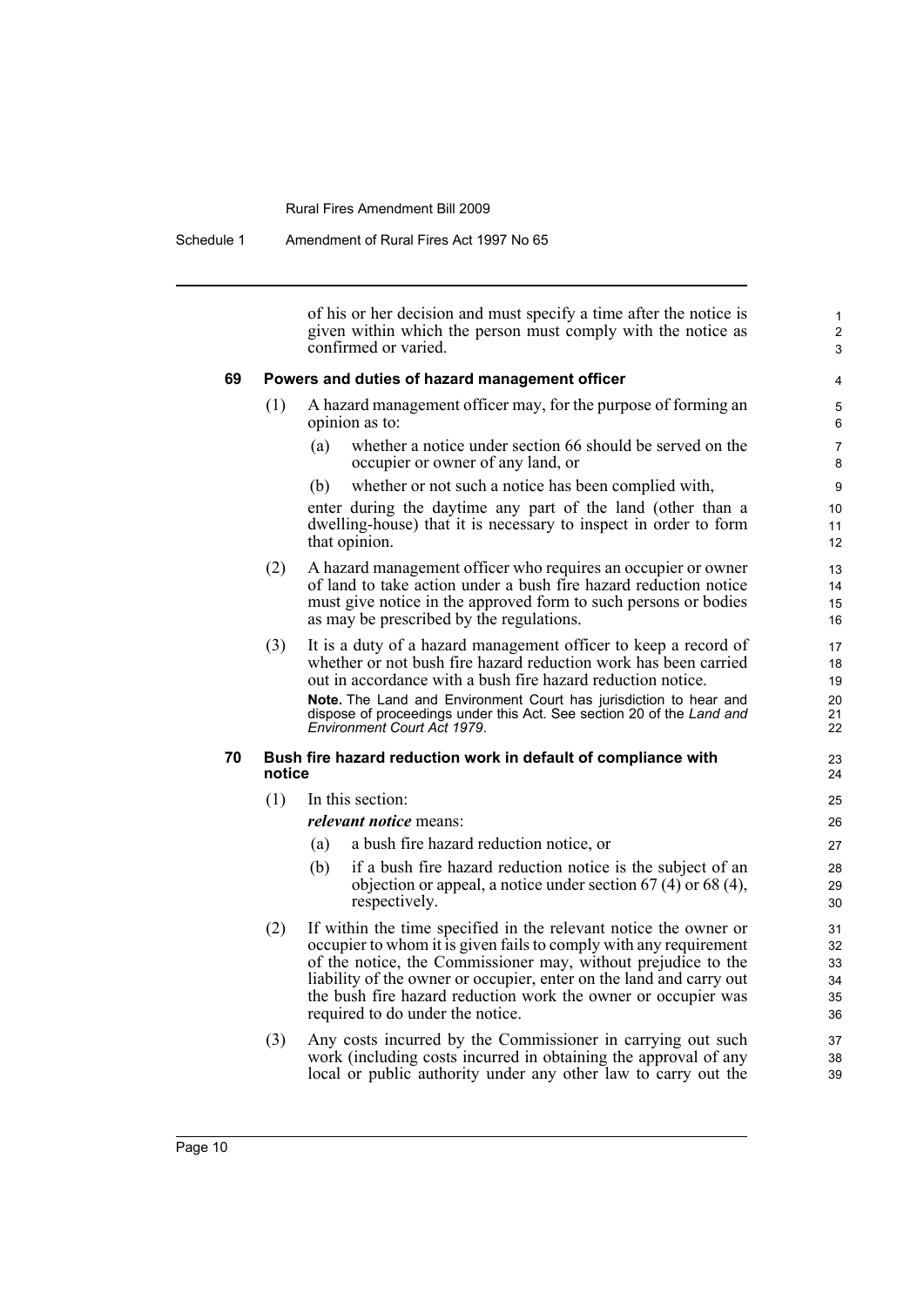of his or her decision and must specify a time after the notice is given within which the person must comply with the notice as confirmed or varied.

### 69 Powers and duties of hazard management officer

(1) A hazard management officer may, for the purpose of forming an opinion as to:

(a) whether a notice under section 66 should be served on the occupier or owner of any land, or

(b) whether or not such a notice has been complied with,

enter during the daytime any part of the land (other than a dwelling-house) that it is necessary to inspect in order to form that opinion.

(2) A hazard management officer who requires an occupier or owner of land to take action under a bush fire hazard reduction notice must give notice in the approved form to such persons or bodies as may be prescribed by the regulations.

(3) It is a duty of a hazard management officer to keep a record of whether or not bush fire hazard reduction work has been carried out in accordance with a bush fire hazard reduction notice.

**Note.** The Land and Environment Court has jurisdiction to hear and dispose of proceedings under this Act. See section 20 of the *Land and Environment Court Act 1979*.

### 70 Bush fire hazard reduction work in default of compliance with notice

(1) In this section:

***relevant notice*** means:

(a) a bush fire hazard reduction notice, or

(b) if a bush fire hazard reduction notice is the subject of an objection or appeal, a notice under section 67 (4) or 68 (4), respectively.

(2) If within the time specified in the relevant notice the owner or occupier to whom it is given fails to comply with any requirement of the notice, the Commissioner may, without prejudice to the liability of the owner or occupier, enter on the land and carry out the bush fire hazard reduction work the owner or occupier was required to do under the notice.

(3) Any costs incurred by the Commissioner in carrying out such work (including costs incurred in obtaining the approval of any local or public authority under any other law to carry out the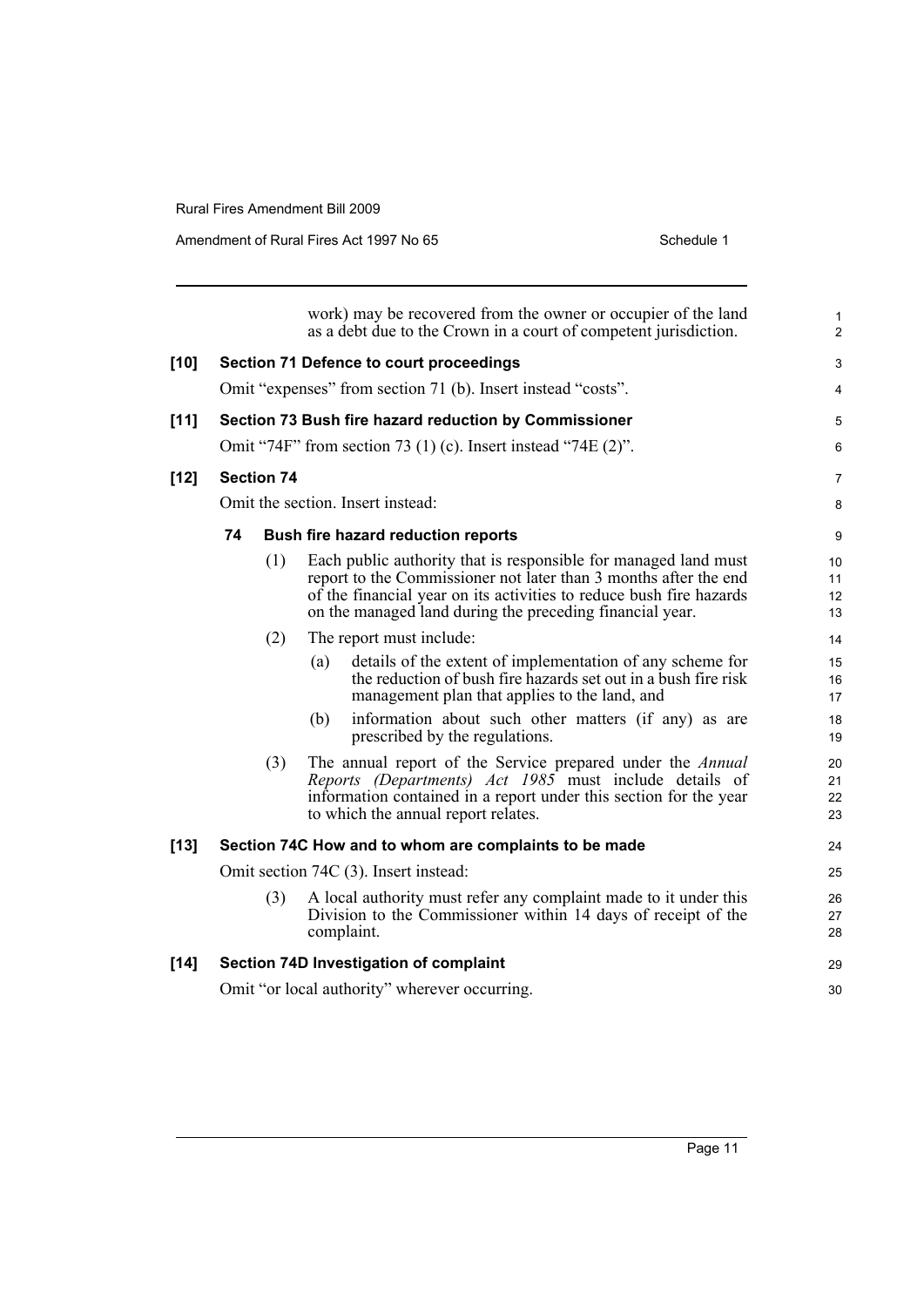work) may be recovered from the owner or occupier of the land as a debt due to the Crown in a court of competent jurisdiction.

**[10] Section 71 Defence to court proceedings**

Omit "expenses" from section 71 (b). Insert instead "costs".

**[11] Section 73 Bush fire hazard reduction by Commissioner**

Omit "74F" from section 73 (1) (c). Insert instead "74E (2)".

**[12] Section 74**

Omit the section. Insert instead:

**74 Bush fire hazard reduction reports**

(1) Each public authority that is responsible for managed land must report to the Commissioner not later than 3 months after the end of the financial year on its activities to reduce bush fire hazards on the managed land during the preceding financial year.

(2) The report must include:

(a) details of the extent of implementation of any scheme for the reduction of bush fire hazards set out in a bush fire risk management plan that applies to the land, and

(b) information about such other matters (if any) as are prescribed by the regulations.

(3) The annual report of the Service prepared under the *Annual Reports (Departments) Act 1985* must include details of information contained in a report under this section for the year to which the annual report relates.

**[13] Section 74C How and to whom are complaints to be made**

Omit section 74C (3). Insert instead:

(3) A local authority must refer any complaint made to it under this Division to the Commissioner within 14 days of receipt of the complaint.

**[14] Section 74D Investigation of complaint**

Omit "or local authority" wherever occurring.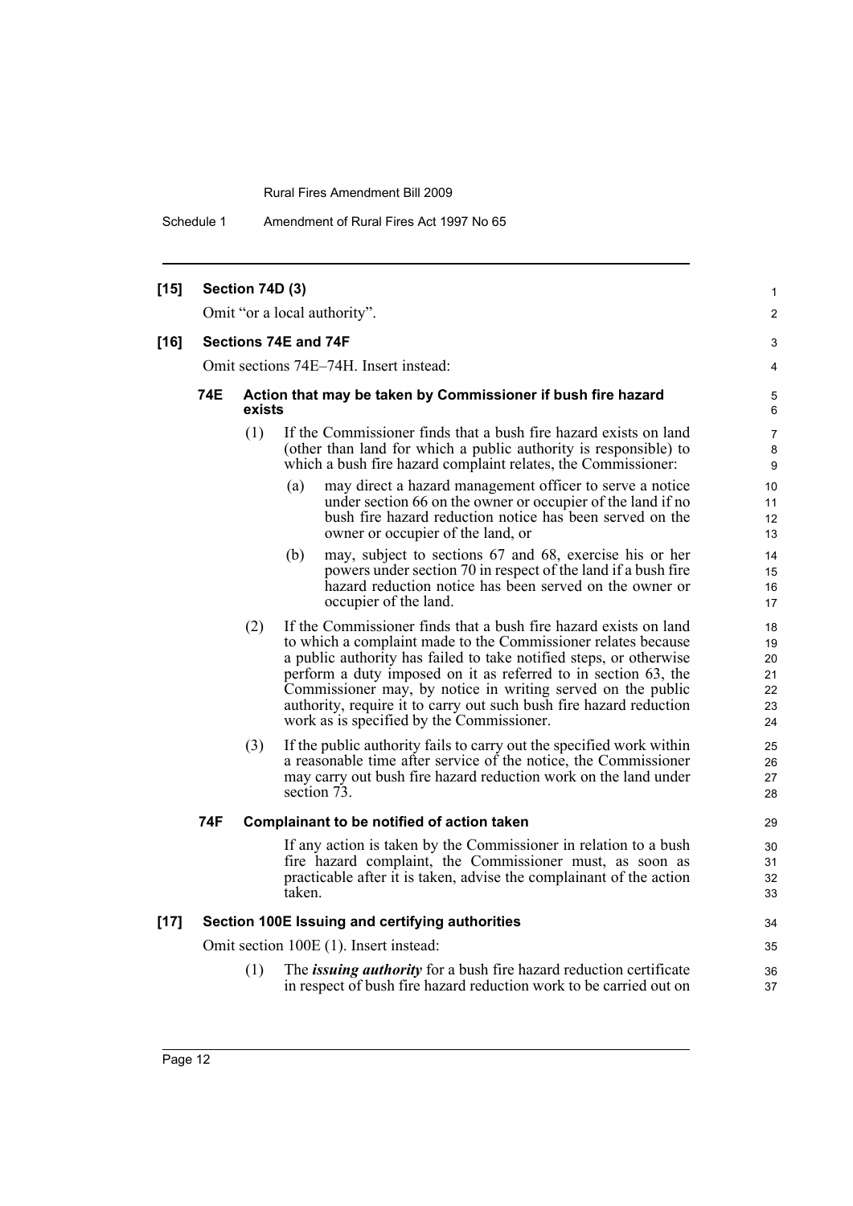**[15] Section 74D (3)**

Omit "or a local authority".

**[16] Sections 74E and 74F**

Omit sections 74E–74H. Insert instead:

**74E Action that may be taken by Commissioner if bush fire hazard exists**

(1) If the Commissioner finds that a bush fire hazard exists on land (other than land for which a public authority is responsible) to which a bush fire hazard complaint relates, the Commissioner:

(a) may direct a hazard management officer to serve a notice under section 66 on the owner or occupier of the land if no bush fire hazard reduction notice has been served on the owner or occupier of the land, or

(b) may, subject to sections 67 and 68, exercise his or her powers under section 70 in respect of the land if a bush fire hazard reduction notice has been served on the owner or occupier of the land.

(2) If the Commissioner finds that a bush fire hazard exists on land to which a complaint made to the Commissioner relates because a public authority has failed to take notified steps, or otherwise perform a duty imposed on it as referred to in section 63, the Commissioner may, by notice in writing served on the public authority, require it to carry out such bush fire hazard reduction work as is specified by the Commissioner.

(3) If the public authority fails to carry out the specified work within a reasonable time after service of the notice, the Commissioner may carry out bush fire hazard reduction work on the land under section 73.

**74F Complainant to be notified of action taken**

If any action is taken by the Commissioner in relation to a bush fire hazard complaint, the Commissioner must, as soon as practicable after it is taken, advise the complainant of the action taken.

**[17] Section 100E Issuing and certifying authorities**

Omit section 100E (1). Insert instead:

(1) The ***issuing authority*** for a bush fire hazard reduction certificate in respect of bush fire hazard reduction work to be carried out on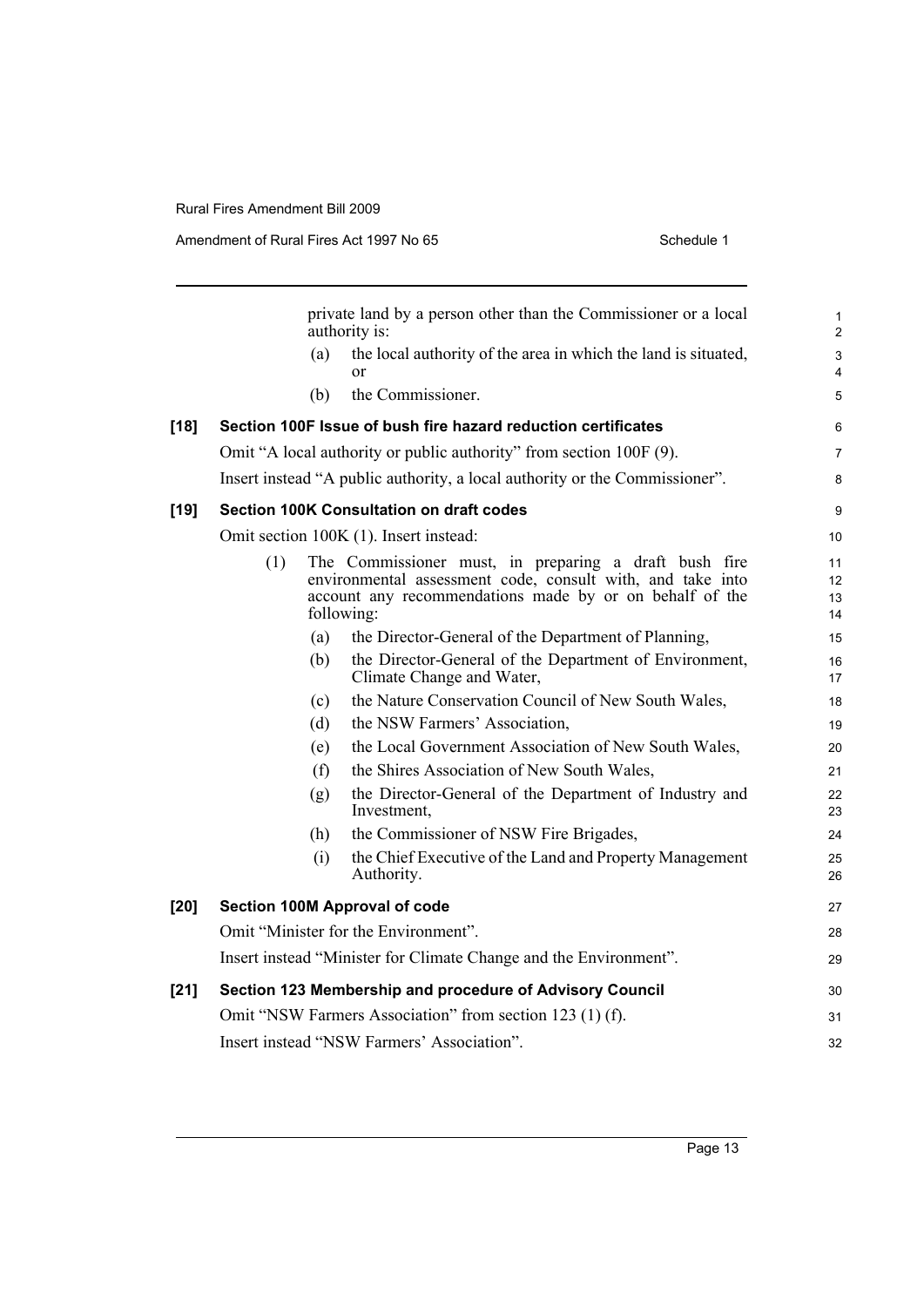private land by a person other than the Commissioner or a local authority is:

(a) the local authority of the area in which the land is situated, or

(b) the Commissioner.

**[18] Section 100F Issue of bush fire hazard reduction certificates**

Omit "A local authority or public authority" from section 100F (9).

Insert instead "A public authority, a local authority or the Commissioner".

**[19] Section 100K Consultation on draft codes**

Omit section 100K (1). Insert instead:

(1) The Commissioner must, in preparing a draft bush fire environmental assessment code, consult with, and take into account any recommendations made by or on behalf of the following:

(a) the Director-General of the Department of Planning,

(b) the Director-General of the Department of Environment, Climate Change and Water,

(c) the Nature Conservation Council of New South Wales,

(d) the NSW Farmers' Association,

(e) the Local Government Association of New South Wales,

(f) the Shires Association of New South Wales,

(g) the Director-General of the Department of Industry and Investment,

(h) the Commissioner of NSW Fire Brigades,

(i) the Chief Executive of the Land and Property Management Authority.

**[20] Section 100M Approval of code**

Omit "Minister for the Environment".

Insert instead "Minister for Climate Change and the Environment".

**[21] Section 123 Membership and procedure of Advisory Council**

Omit "NSW Farmers Association" from section 123 (1) (f).

Insert instead "NSW Farmers' Association".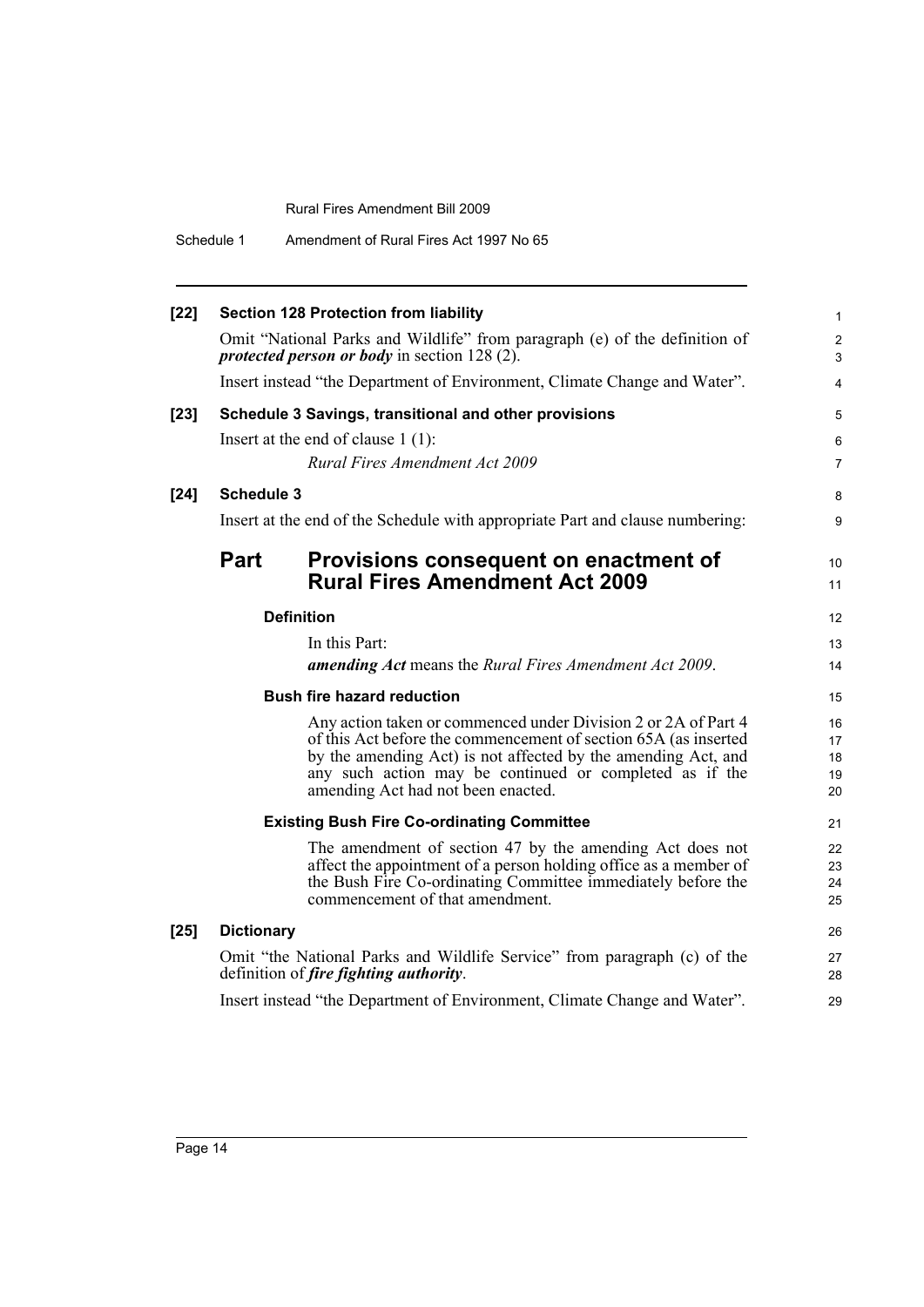**[22] Section 128 Protection from liability**

Omit "National Parks and Wildlife" from paragraph (e) of the definition of ***protected person or body*** in section 128 (2).

Insert instead "the Department of Environment, Climate Change and Water".

**[23] Schedule 3 Savings, transitional and other provisions**

Insert at the end of clause 1 (1):

*Rural Fires Amendment Act 2009*

**[24] Schedule 3**

Insert at the end of the Schedule with appropriate Part and clause numbering:

## Part Provisions consequent on enactment of Rural Fires Amendment Act 2009

**Definition**

In this Part:

***amending Act*** means the *Rural Fires Amendment Act 2009*.

**Bush fire hazard reduction**

Any action taken or commenced under Division 2 or 2A of Part 4 of this Act before the commencement of section 65A (as inserted by the amending Act) is not affected by the amending Act, and any such action may be continued or completed as if the amending Act had not been enacted.

**Existing Bush Fire Co-ordinating Committee**

The amendment of section 47 by the amending Act does not affect the appointment of a person holding office as a member of the Bush Fire Co-ordinating Committee immediately before the commencement of that amendment.

**[25] Dictionary**

Omit "the National Parks and Wildlife Service" from paragraph (c) of the definition of ***fire fighting authority***.

Insert instead "the Department of Environment, Climate Change and Water".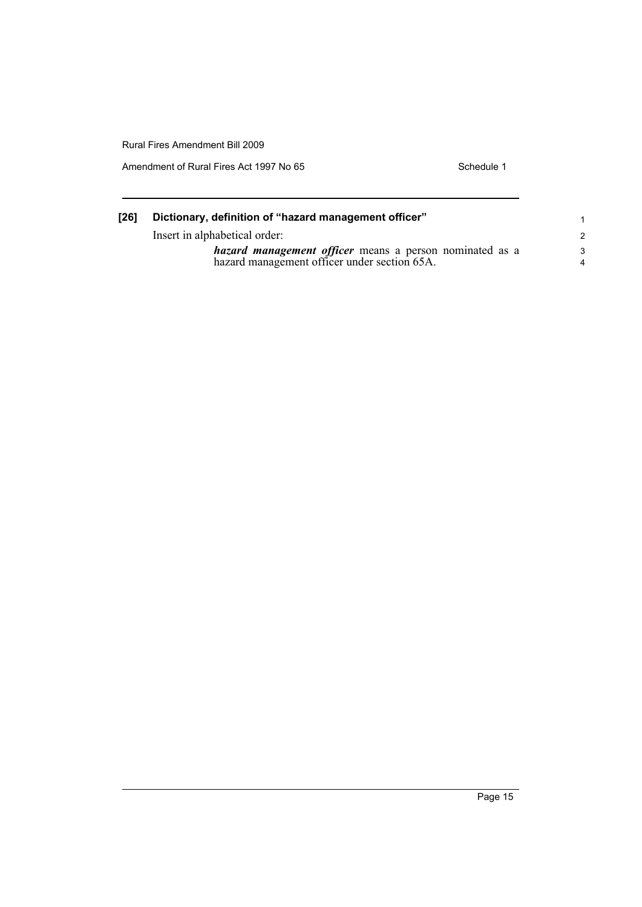## [26] Dictionary, definition of "hazard management officer"

Insert in alphabetical order:

> ***hazard management officer*** means a person nominated as a hazard management officer under section 65A.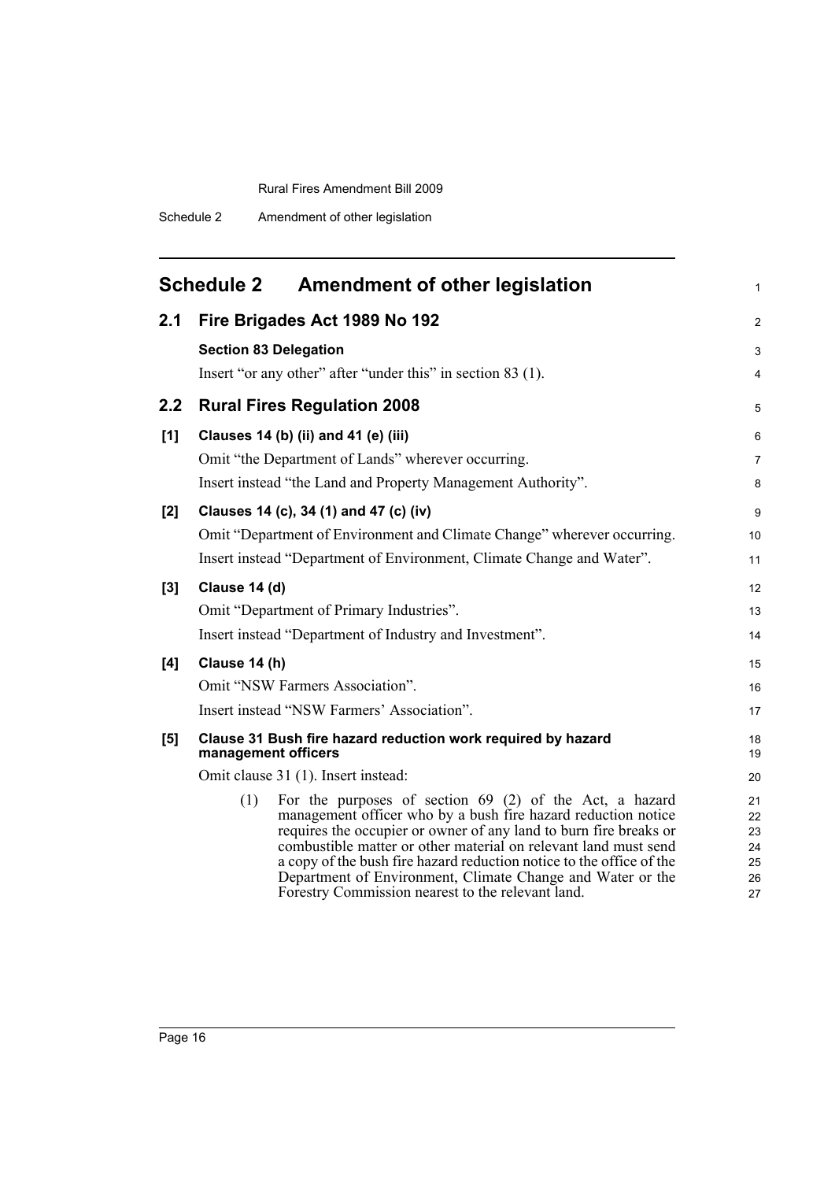# Schedule 2 Amendment of other legislation

## 2.1 Fire Brigades Act 1989 No 192

**Section 83 Delegation**

Insert "or any other" after "under this" in section 83 (1).

## 2.2 Rural Fires Regulation 2008

**[1] Clauses 14 (b) (ii) and 41 (e) (iii)**

Omit "the Department of Lands" wherever occurring.

Insert instead "the Land and Property Management Authority".

**[2] Clauses 14 (c), 34 (1) and 47 (c) (iv)**

Omit "Department of Environment and Climate Change" wherever occurring.

Insert instead "Department of Environment, Climate Change and Water".

**[3] Clause 14 (d)**

Omit "Department of Primary Industries".

Insert instead "Department of Industry and Investment".

**[4] Clause 14 (h)**

Omit "NSW Farmers Association".

Insert instead "NSW Farmers' Association".

**[5] Clause 31 Bush fire hazard reduction work required by hazard management officers**

Omit clause 31 (1). Insert instead:

(1) For the purposes of section 69 (2) of the Act, a hazard management officer who by a bush fire hazard reduction notice requires the occupier or owner of any land to burn fire breaks or combustible matter or other material on relevant land must send a copy of the bush fire hazard reduction notice to the office of the Department of Environment, Climate Change and Water or the Forestry Commission nearest to the relevant land.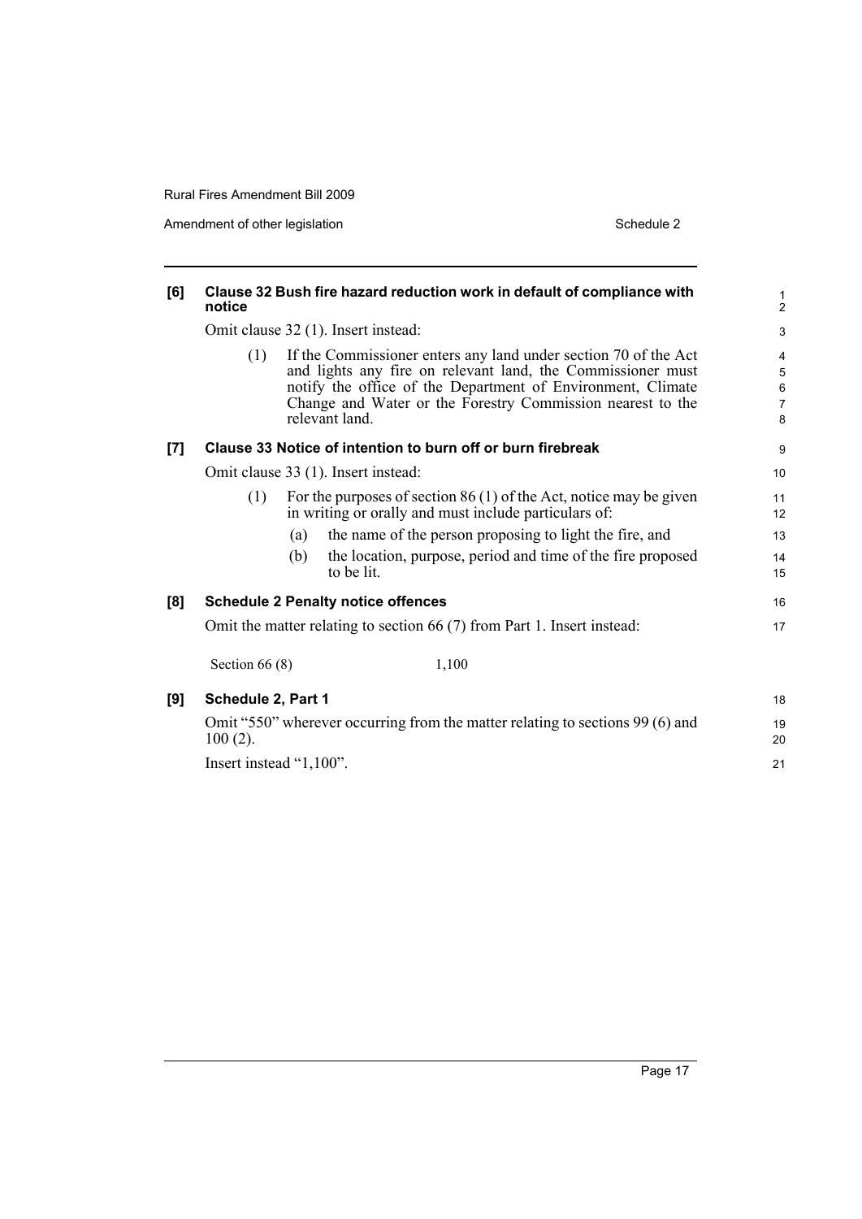**[6] Clause 32 Bush fire hazard reduction work in default of compliance with notice**

Omit clause 32 (1). Insert instead:

(1) If the Commissioner enters any land under section 70 of the Act and lights any fire on relevant land, the Commissioner must notify the office of the Department of Environment, Climate Change and Water or the Forestry Commission nearest to the relevant land.

**[7] Clause 33 Notice of intention to burn off or burn firebreak**

Omit clause 33 (1). Insert instead:

(1) For the purposes of section 86 (1) of the Act, notice may be given in writing or orally and must include particulars of:

(a) the name of the person proposing to light the fire, and

(b) the location, purpose, period and time of the fire proposed to be lit.

**[8] Schedule 2 Penalty notice offences**

Omit the matter relating to section 66 (7) from Part 1. Insert instead:

| | |
|---|---|
| Section 66 (8) | 1,100 |

**[9] Schedule 2, Part 1**

Omit "550" wherever occurring from the matter relating to sections 99 (6) and 100 (2).

Insert instead "1,100".